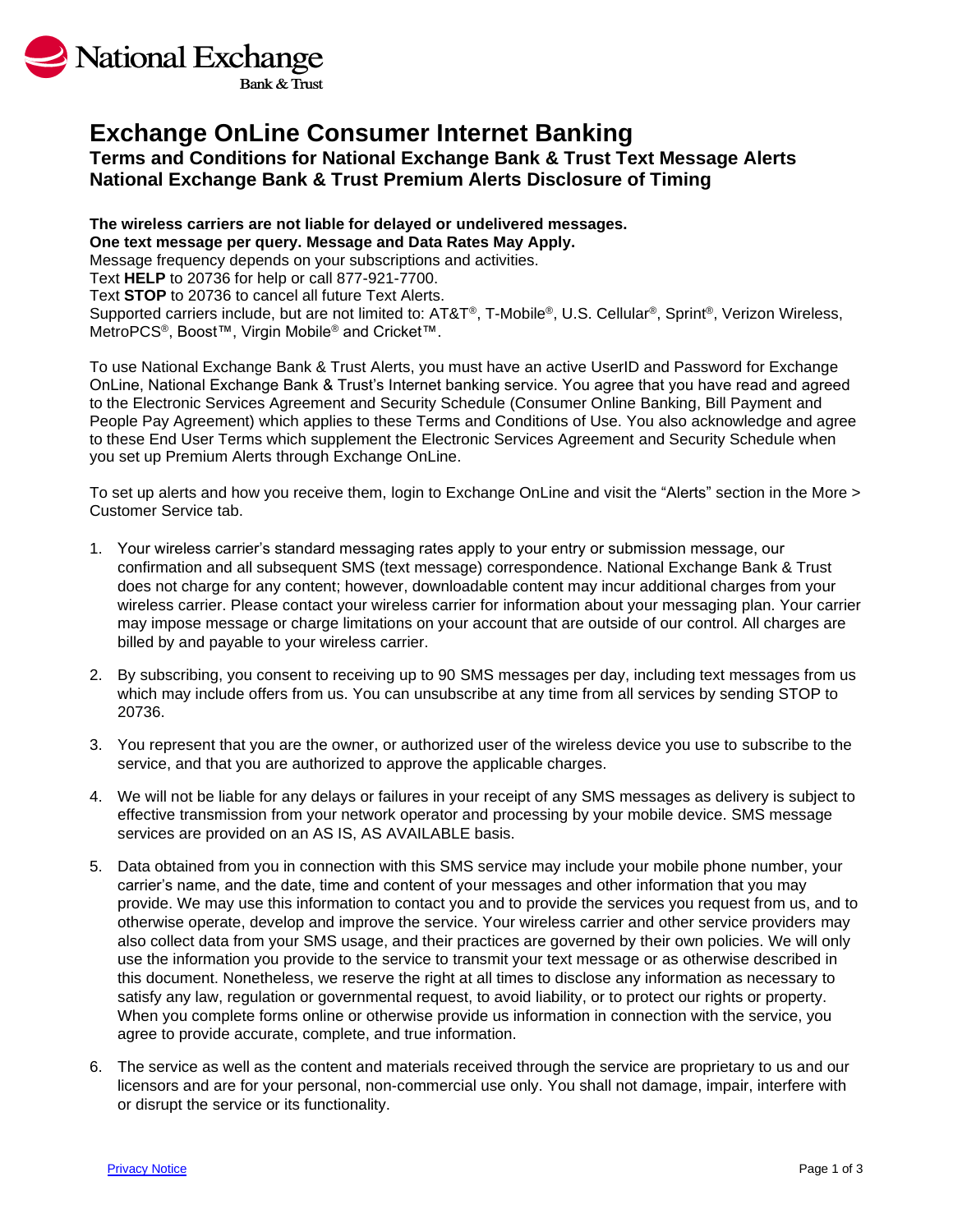# Exchange OnLine Consumer Internet Banking

## Terms and Conditions for National Exchange Bank & Trust Text Message Alerts

## National Exchange Bank & Trust Premium Alerts Disclosure of Timing

**The wireless carriers are not liable for delayed or undelivered messages.**
**One text message per query. Message and Data Rates May Apply.**
Message frequency depends on your subscriptions and activities.
Text **HELP** to 20736 for help or call 877-921-7700.
Text **STOP** to 20736 to cancel all future Text Alerts.
Supported carriers include, but are not limited to: AT&T®, T-Mobile®, U.S. Cellular®, Sprint®, Verizon Wireless, MetroPCS®, Boost™, Virgin Mobile® and Cricket™.

To use National Exchange Bank & Trust Alerts, you must have an active UserID and Password for Exchange OnLine, National Exchange Bank & Trust's Internet banking service. You agree that you have read and agreed to the Electronic Services Agreement and Security Schedule (Consumer Online Banking, Bill Payment and People Pay Agreement) which applies to these Terms and Conditions of Use. You also acknowledge and agree to these End User Terms which supplement the Electronic Services Agreement and Security Schedule when you set up Premium Alerts through Exchange OnLine.

To set up alerts and how you receive them, login to Exchange OnLine and visit the "Alerts" section in the More > Customer Service tab.

1. Your wireless carrier's standard messaging rates apply to your entry or submission message, our confirmation and all subsequent SMS (text message) correspondence. National Exchange Bank & Trust does not charge for any content; however, downloadable content may incur additional charges from your wireless carrier. Please contact your wireless carrier for information about your messaging plan. Your carrier may impose message or charge limitations on your account that are outside of our control. All charges are billed by and payable to your wireless carrier.

2. By subscribing, you consent to receiving up to 90 SMS messages per day, including text messages from us which may include offers from us. You can unsubscribe at any time from all services by sending STOP to 20736.

3. You represent that you are the owner, or authorized user of the wireless device you use to subscribe to the service, and that you are authorized to approve the applicable charges.

4. We will not be liable for any delays or failures in your receipt of any SMS messages as delivery is subject to effective transmission from your network operator and processing by your mobile device. SMS message services are provided on an AS IS, AS AVAILABLE basis.

5. Data obtained from you in connection with this SMS service may include your mobile phone number, your carrier's name, and the date, time and content of your messages and other information that you may provide. We may use this information to contact you and to provide the services you request from us, and to otherwise operate, develop and improve the service. Your wireless carrier and other service providers may also collect data from your SMS usage, and their practices are governed by their own policies. We will only use the information you provide to the service to transmit your text message or as otherwise described in this document. Nonetheless, we reserve the right at all times to disclose any information as necessary to satisfy any law, regulation or governmental request, to avoid liability, or to protect our rights or property. When you complete forms online or otherwise provide us information in connection with the service, you agree to provide accurate, complete, and true information.

6. The service as well as the content and materials received through the service are proprietary to us and our licensors and are for your personal, non-commercial use only. You shall not damage, impair, interfere with or disrupt the service or its functionality.

Privacy Notice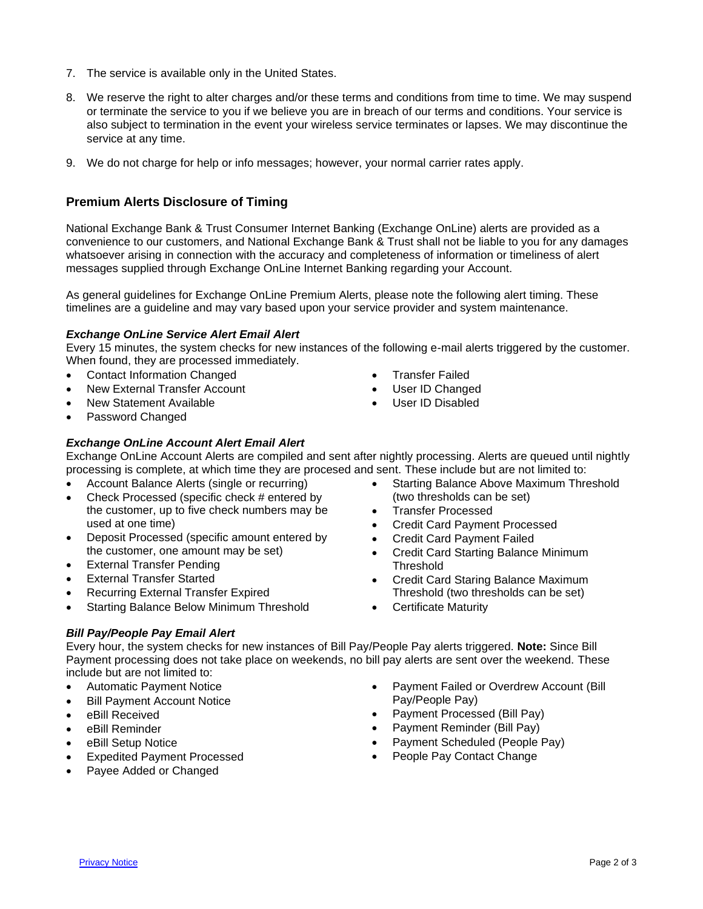7. The service is available only in the United States.

8. We reserve the right to alter charges and/or these terms and conditions from time to time. We may suspend or terminate the service to you if we believe you are in breach of our terms and conditions. Your service is also subject to termination in the event your wireless service terminates or lapses. We may discontinue the service at any time.

9. We do not charge for help or info messages; however, your normal carrier rates apply.

## Premium Alerts Disclosure of Timing

National Exchange Bank & Trust Consumer Internet Banking (Exchange OnLine) alerts are provided as a convenience to our customers, and National Exchange Bank & Trust shall not be liable to you for any damages whatsoever arising in connection with the accuracy and completeness of information or timeliness of alert messages supplied through Exchange OnLine Internet Banking regarding your Account.

As general guidelines for Exchange OnLine Premium Alerts, please note the following alert timing. These timelines are a guideline and may vary based upon your service provider and system maintenance.

***Exchange OnLine Service Alert Email Alert***

Every 15 minutes, the system checks for new instances of the following e-mail alerts triggered by the customer. When found, they are processed immediately.

- Contact Information Changed
- New External Transfer Account
- New Statement Available
- Password Changed
- Transfer Failed
- User ID Changed
- User ID Disabled

***Exchange OnLine Account Alert Email Alert***

Exchange OnLine Account Alerts are compiled and sent after nightly processing. Alerts are queued until nightly processing is complete, at which time they are procesed and sent. These include but are not limited to:

- Account Balance Alerts (single or recurring)
- Check Processed (specific check # entered by the customer, up to five check numbers may be used at one time)
- Deposit Processed (specific amount entered by the customer, one amount may be set)
- External Transfer Pending
- External Transfer Started
- Recurring External Transfer Expired
- Starting Balance Below Minimum Threshold
- Starting Balance Above Maximum Threshold (two thresholds can be set)
- Transfer Processed
- Credit Card Payment Processed
- Credit Card Payment Failed
- Credit Card Starting Balance Minimum Threshold
- Credit Card Staring Balance Maximum Threshold (two thresholds can be set)
- Certificate Maturity

***Bill Pay/People Pay Email Alert***

Every hour, the system checks for new instances of Bill Pay/People Pay alerts triggered. **Note:** Since Bill Payment processing does not take place on weekends, no bill pay alerts are sent over the weekend. These include but are not limited to:

- Automatic Payment Notice
- Bill Payment Account Notice
- eBill Received
- eBill Reminder
- eBill Setup Notice
- Expedited Payment Processed
- Payee Added or Changed
- Payment Failed or Overdrew Account (Bill Pay/People Pay)
- Payment Processed (Bill Pay)
- Payment Reminder (Bill Pay)
- Payment Scheduled (People Pay)
- People Pay Contact Change

[Privacy Notice](#)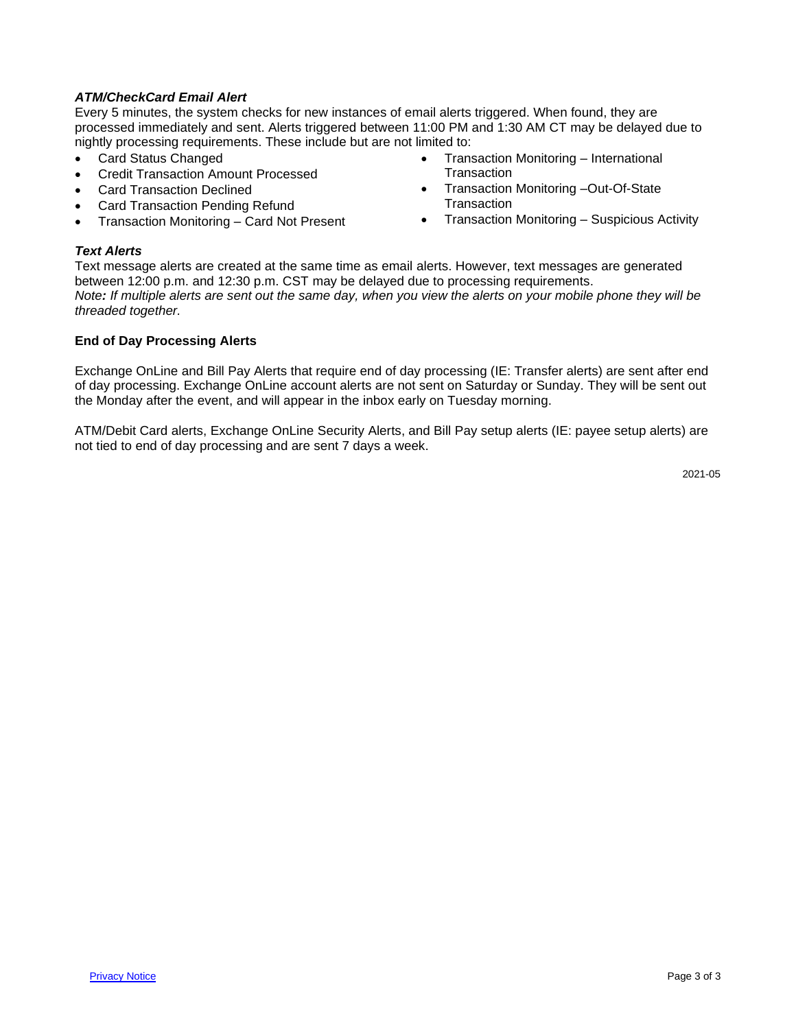### *ATM/CheckCard Email Alert*

Every 5 minutes, the system checks for new instances of email alerts triggered. When found, they are processed immediately and sent. Alerts triggered between 11:00 PM and 1:30 AM CT may be delayed due to nightly processing requirements. These include but are not limited to:

- Card Status Changed
- Credit Transaction Amount Processed
- Card Transaction Declined
- Card Transaction Pending Refund
- Transaction Monitoring – Card Not Present
- Transaction Monitoring – International Transaction
- Transaction Monitoring –Out-Of-State Transaction
- Transaction Monitoring – Suspicious Activity

### *Text Alerts*

Text message alerts are created at the same time as email alerts. However, text messages are generated between 12:00 p.m. and 12:30 p.m. CST may be delayed due to processing requirements.

*Note**:** If multiple alerts are sent out the same day, when you view the alerts on your mobile phone they will be threaded together.*

### End of Day Processing Alerts

Exchange OnLine and Bill Pay Alerts that require end of day processing (IE: Transfer alerts) are sent after end of day processing. Exchange OnLine account alerts are not sent on Saturday or Sunday. They will be sent out the Monday after the event, and will appear in the inbox early on Tuesday morning.

ATM/Debit Card alerts, Exchange OnLine Security Alerts, and Bill Pay setup alerts (IE: payee setup alerts) are not tied to end of day processing and are sent 7 days a week.

2021-05

Privacy Notice